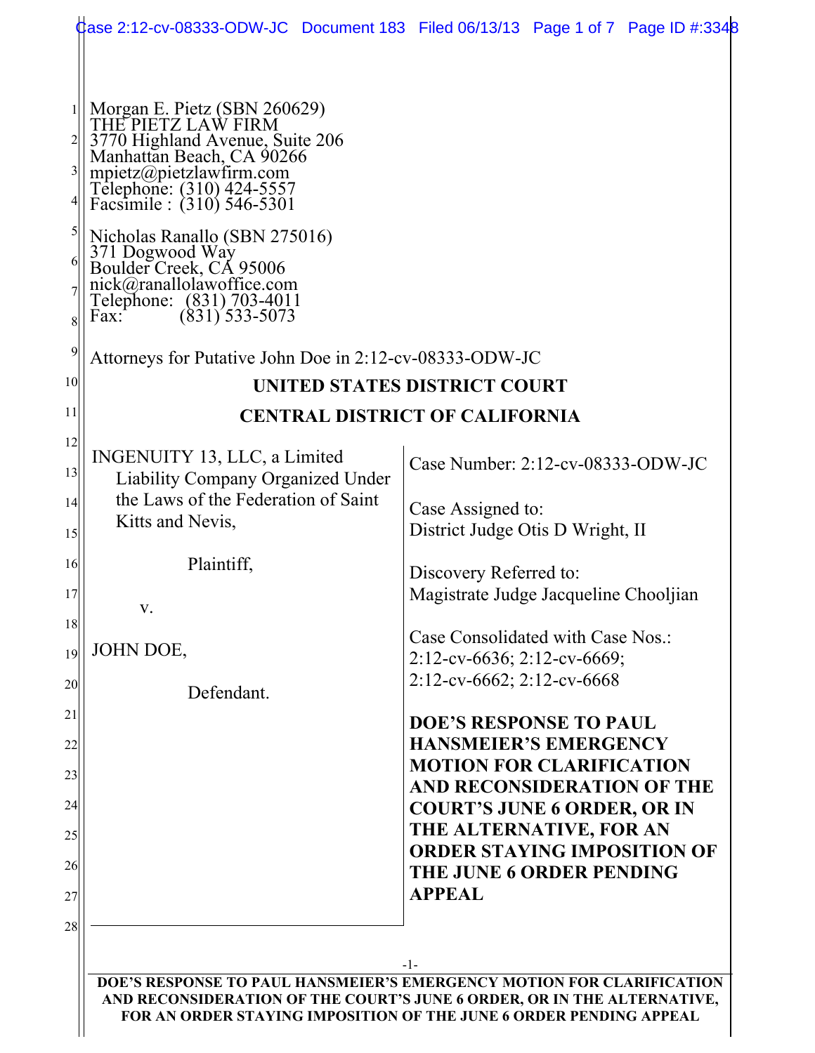Morgan E. Pietz (SBN 260629)
THE PIETZ LAW FIRM
3770 Highland Avenue, Suite 206
Manhattan Beach, CA 90266
mpietz@pietzlawfirm.com
Telephone: (310) 424-5557
Facsimile : (310) 546-5301

Nicholas Ranallo (SBN 275016)
371 Dogwood Way
Boulder Creek, CA 95006
nick@ranallolawoffice.com
Telephone: (831) 703-4011
Fax: (831) 533-5073

Attorneys for Putative John Doe in 2:12-cv-08333-ODW-JC

**UNITED STATES DISTRICT COURT**

**CENTRAL DISTRICT OF CALIFORNIA**

INGENUITY 13, LLC, a Limited Liability Company Organized Under the Laws of the Federation of Saint Kitts and Nevis,

Plaintiff,

v.

JOHN DOE,

Defendant.

Case Number: 2:12-cv-08333-ODW-JC

Case Assigned to:
District Judge Otis D Wright, II

Discovery Referred to:
Magistrate Judge Jacqueline Chooljian

Case Consolidated with Case Nos.:
2:12-cv-6636; 2:12-cv-6669;
2:12-cv-6662; 2:12-cv-6668

**DOE'S RESPONSE TO PAUL HANSMEIER'S EMERGENCY MOTION FOR CLARIFICATION AND RECONSIDERATION OF THE COURT'S JUNE 6 ORDER, OR IN THE ALTERNATIVE, FOR AN ORDER STAYING IMPOSITION OF THE JUNE 6 ORDER PENDING APPEAL**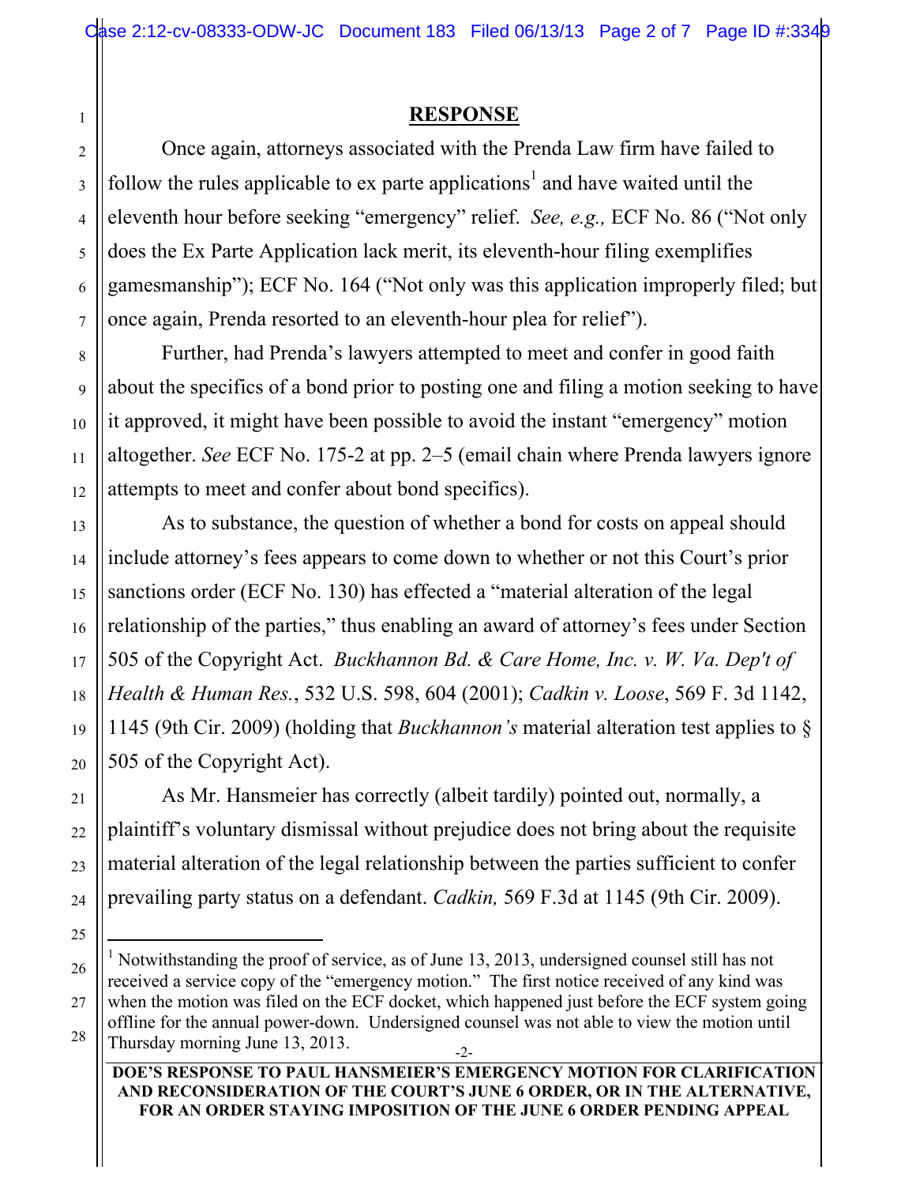## RESPONSE

Once again, attorneys associated with the Prenda Law firm have failed to follow the rules applicable to ex parte applications[1] and have waited until the eleventh hour before seeking "emergency" relief. *See, e.g.,* ECF No. 86 ("Not only does the Ex Parte Application lack merit, its eleventh-hour filing exemplifies gamesmanship"); ECF No. 164 ("Not only was this application improperly filed; but once again, Prenda resorted to an eleventh-hour plea for relief").

Further, had Prenda's lawyers attempted to meet and confer in good faith about the specifics of a bond prior to posting one and filing a motion seeking to have it approved, it might have been possible to avoid the instant "emergency" motion altogether. *See* ECF No. 175-2 at pp. 2–5 (email chain where Prenda lawyers ignore attempts to meet and confer about bond specifics).

As to substance, the question of whether a bond for costs on appeal should include attorney's fees appears to come down to whether or not this Court's prior sanctions order (ECF No. 130) has effected a "material alteration of the legal relationship of the parties," thus enabling an award of attorney's fees under Section 505 of the Copyright Act. *Buckhannon Bd. & Care Home, Inc. v. W. Va. Dep't of Health & Human Res.*, 532 U.S. 598, 604 (2001); *Cadkin v. Loose*, 569 F. 3d 1142, 1145 (9th Cir. 2009) (holding that *Buckhannon's* material alteration test applies to § 505 of the Copyright Act).

As Mr. Hansmeier has correctly (albeit tardily) pointed out, normally, a plaintiff's voluntary dismissal without prejudice does not bring about the requisite material alteration of the legal relationship between the parties sufficient to confer prevailing party status on a defendant. *Cadkin,* 569 F.3d at 1145 (9th Cir. 2009).

[1] Notwithstanding the proof of service, as of June 13, 2013, undersigned counsel still has not received a service copy of the "emergency motion." The first notice received of any kind was when the motion was filed on the ECF docket, which happened just before the ECF system going offline for the annual power-down. Undersigned counsel was not able to view the motion until Thursday morning June 13, 2013.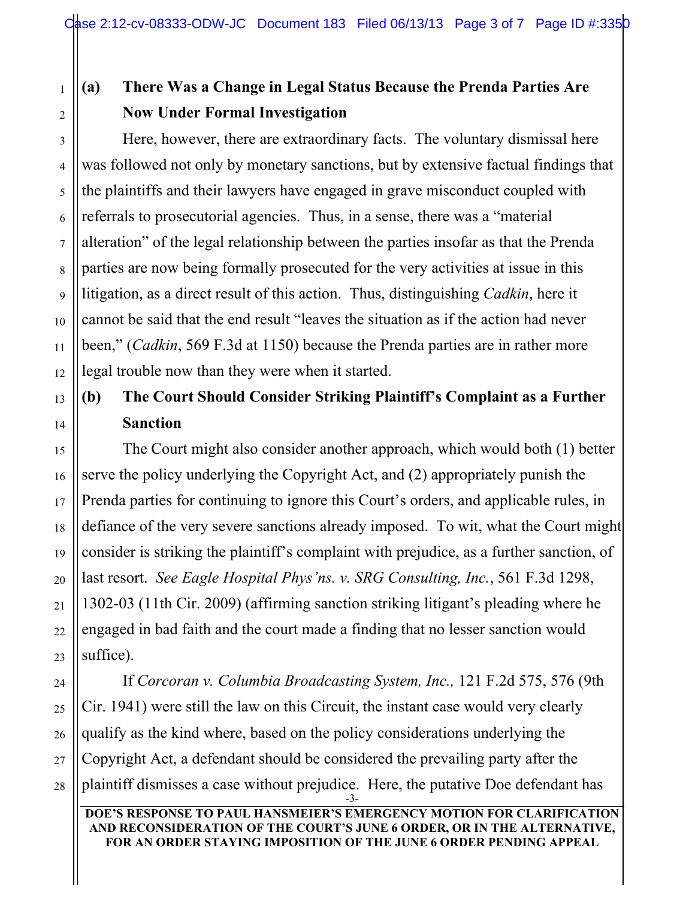### (a) There Was a Change in Legal Status Because the Prenda Parties Are Now Under Formal Investigation

Here, however, there are extraordinary facts. The voluntary dismissal here was followed not only by monetary sanctions, but by extensive factual findings that the plaintiffs and their lawyers have engaged in grave misconduct coupled with referrals to prosecutorial agencies. Thus, in a sense, there was a "material alteration" of the legal relationship between the parties insofar as that the Prenda parties are now being formally prosecuted for the very activities at issue in this litigation, as a direct result of this action. Thus, distinguishing *Cadkin*, here it cannot be said that the end result "leaves the situation as if the action had never been," (*Cadkin*, 569 F.3d at 1150) because the Prenda parties are in rather more legal trouble now than they were when it started.

### (b) The Court Should Consider Striking Plaintiff's Complaint as a Further Sanction

The Court might also consider another approach, which would both (1) better serve the policy underlying the Copyright Act, and (2) appropriately punish the Prenda parties for continuing to ignore this Court's orders, and applicable rules, in defiance of the very severe sanctions already imposed. To wit, what the Court might consider is striking the plaintiff's complaint with prejudice, as a further sanction, of last resort. *See Eagle Hospital Phys'ns. v. SRG Consulting, Inc.*, 561 F.3d 1298, 1302-03 (11th Cir. 2009) (affirming sanction striking litigant's pleading where he engaged in bad faith and the court made a finding that no lesser sanction would suffice).

If *Corcoran v. Columbia Broadcasting System, Inc.,* 121 F.2d 575, 576 (9th Cir. 1941) were still the law on this Circuit, the instant case would very clearly qualify as the kind where, based on the policy considerations underlying the Copyright Act, a defendant should be considered the prevailing party after the plaintiff dismisses a case without prejudice. Here, the putative Doe defendant has

DOE'S RESPONSE TO PAUL HANSMEIER'S EMERGENCY MOTION FOR CLARIFICATION AND RECONSIDERATION OF THE COURT'S JUNE 6 ORDER, OR IN THE ALTERNATIVE, FOR AN ORDER STAYING IMPOSITION OF THE JUNE 6 ORDER PENDING APPEAL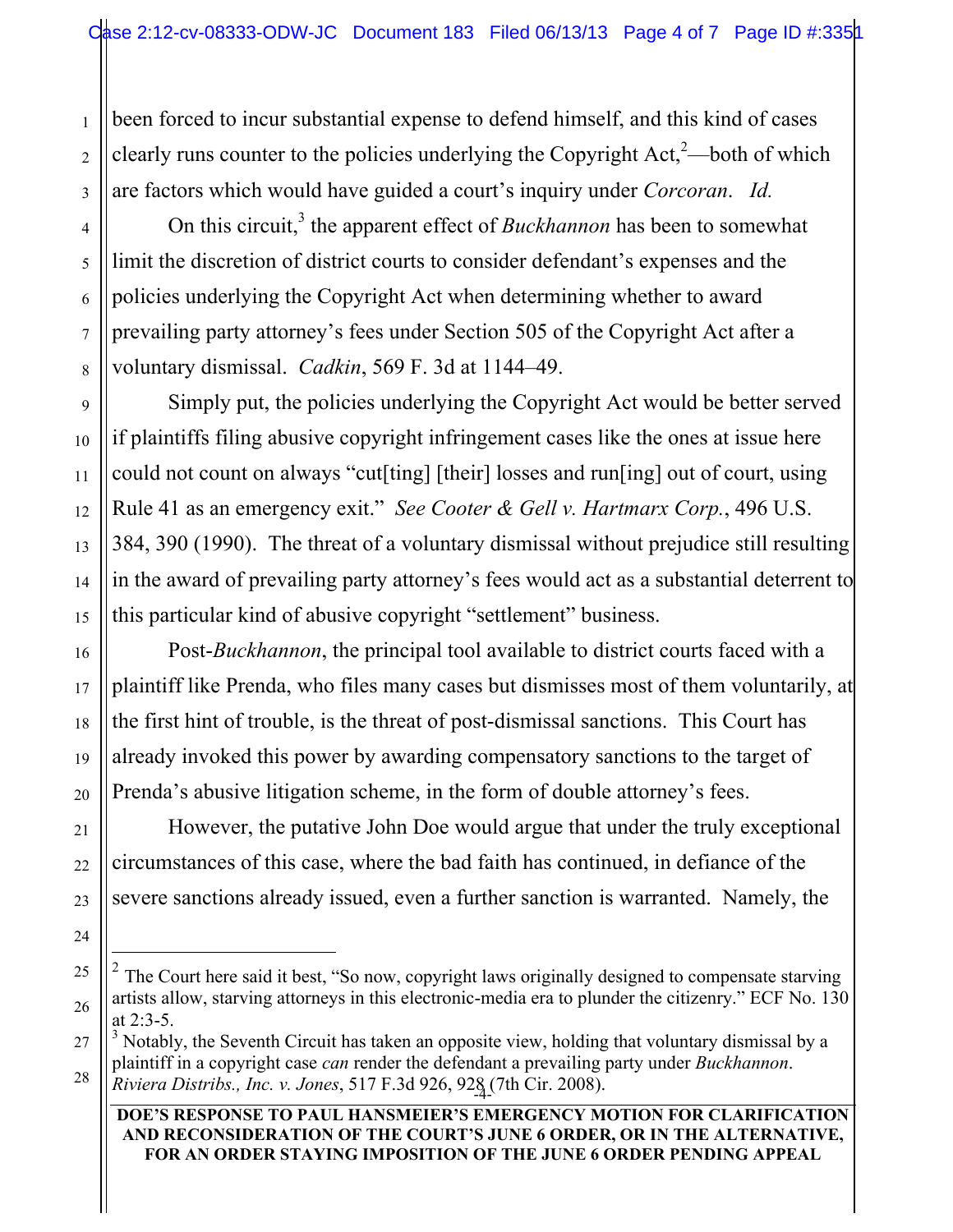been forced to incur substantial expense to defend himself, and this kind of cases clearly runs counter to the policies underlying the Copyright Act,[2]—both of which are factors which would have guided a court's inquiry under *Corcoran*. *Id.*

On this circuit,[3] the apparent effect of *Buckhannon* has been to somewhat limit the discretion of district courts to consider defendant's expenses and the policies underlying the Copyright Act when determining whether to award prevailing party attorney's fees under Section 505 of the Copyright Act after a voluntary dismissal. *Cadkin*, 569 F. 3d at 1144–49.

Simply put, the policies underlying the Copyright Act would be better served if plaintiffs filing abusive copyright infringement cases like the ones at issue here could not count on always "cut[ting] [their] losses and run[ing] out of court, using Rule 41 as an emergency exit." *See Cooter & Gell v. Hartmarx Corp.*, 496 U.S. 384, 390 (1990). The threat of a voluntary dismissal without prejudice still resulting in the award of prevailing party attorney's fees would act as a substantial deterrent to this particular kind of abusive copyright "settlement" business.

Post-*Buckhannon*, the principal tool available to district courts faced with a plaintiff like Prenda, who files many cases but dismisses most of them voluntarily, at the first hint of trouble, is the threat of post-dismissal sanctions. This Court has already invoked this power by awarding compensatory sanctions to the target of Prenda's abusive litigation scheme, in the form of double attorney's fees.

However, the putative John Doe would argue that under the truly exceptional circumstances of this case, where the bad faith has continued, in defiance of the severe sanctions already issued, even a further sanction is warranted. Namely, the

---

[2] The Court here said it best, "So now, copyright laws originally designed to compensate starving artists allow, starving attorneys in this electronic-media era to plunder the citizenry." ECF No. 130 at 2:3-5.

[3] Notably, the Seventh Circuit has taken an opposite view, holding that voluntary dismissal by a plaintiff in a copyright case *can* render the defendant a prevailing party under *Buckhannon*. *Riviera Distribs., Inc. v. Jones*, 517 F.3d 926, 928 (7th Cir. 2008).

**DOE'S RESPONSE TO PAUL HANSMEIER'S EMERGENCY MOTION FOR CLARIFICATION AND RECONSIDERATION OF THE COURT'S JUNE 6 ORDER, OR IN THE ALTERNATIVE, FOR AN ORDER STAYING IMPOSITION OF THE JUNE 6 ORDER PENDING APPEAL**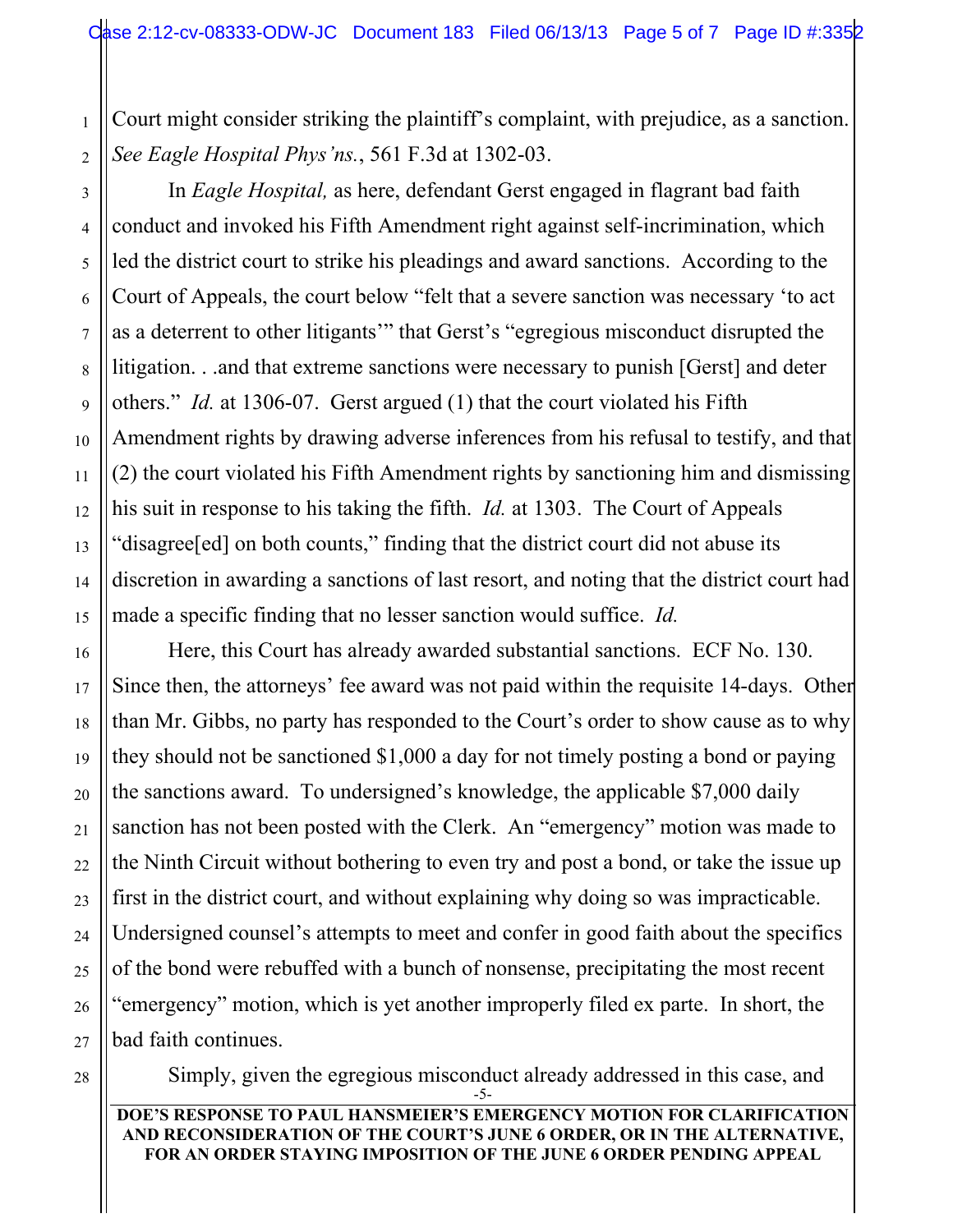Court might consider striking the plaintiff's complaint, with prejudice, as a sanction. *See Eagle Hospital Phys'ns.*, 561 F.3d at 1302-03.

In *Eagle Hospital,* as here, defendant Gerst engaged in flagrant bad faith conduct and invoked his Fifth Amendment right against self-incrimination, which led the district court to strike his pleadings and award sanctions. According to the Court of Appeals, the court below "felt that a severe sanction was necessary 'to act as a deterrent to other litigants'" that Gerst's "egregious misconduct disrupted the litigation. . .and that extreme sanctions were necessary to punish [Gerst] and deter others." *Id.* at 1306-07. Gerst argued (1) that the court violated his Fifth Amendment rights by drawing adverse inferences from his refusal to testify, and that (2) the court violated his Fifth Amendment rights by sanctioning him and dismissing his suit in response to his taking the fifth. *Id.* at 1303. The Court of Appeals "disagree[ed] on both counts," finding that the district court did not abuse its discretion in awarding a sanctions of last resort, and noting that the district court had made a specific finding that no lesser sanction would suffice. *Id.*

Here, this Court has already awarded substantial sanctions. ECF No. 130. Since then, the attorneys' fee award was not paid within the requisite 14-days. Other than Mr. Gibbs, no party has responded to the Court's order to show cause as to why they should not be sanctioned $1,000 a day for not timely posting a bond or paying the sanctions award. To undersigned's knowledge, the applicable $7,000 daily sanction has not been posted with the Clerk. An "emergency" motion was made to the Ninth Circuit without bothering to even try and post a bond, or take the issue up first in the district court, and without explaining why doing so was impracticable. Undersigned counsel's attempts to meet and confer in good faith about the specifics of the bond were rebuffed with a bunch of nonsense, precipitating the most recent "emergency" motion, which is yet another improperly filed ex parte. In short, the bad faith continues.

Simply, given the egregious misconduct already addressed in this case, and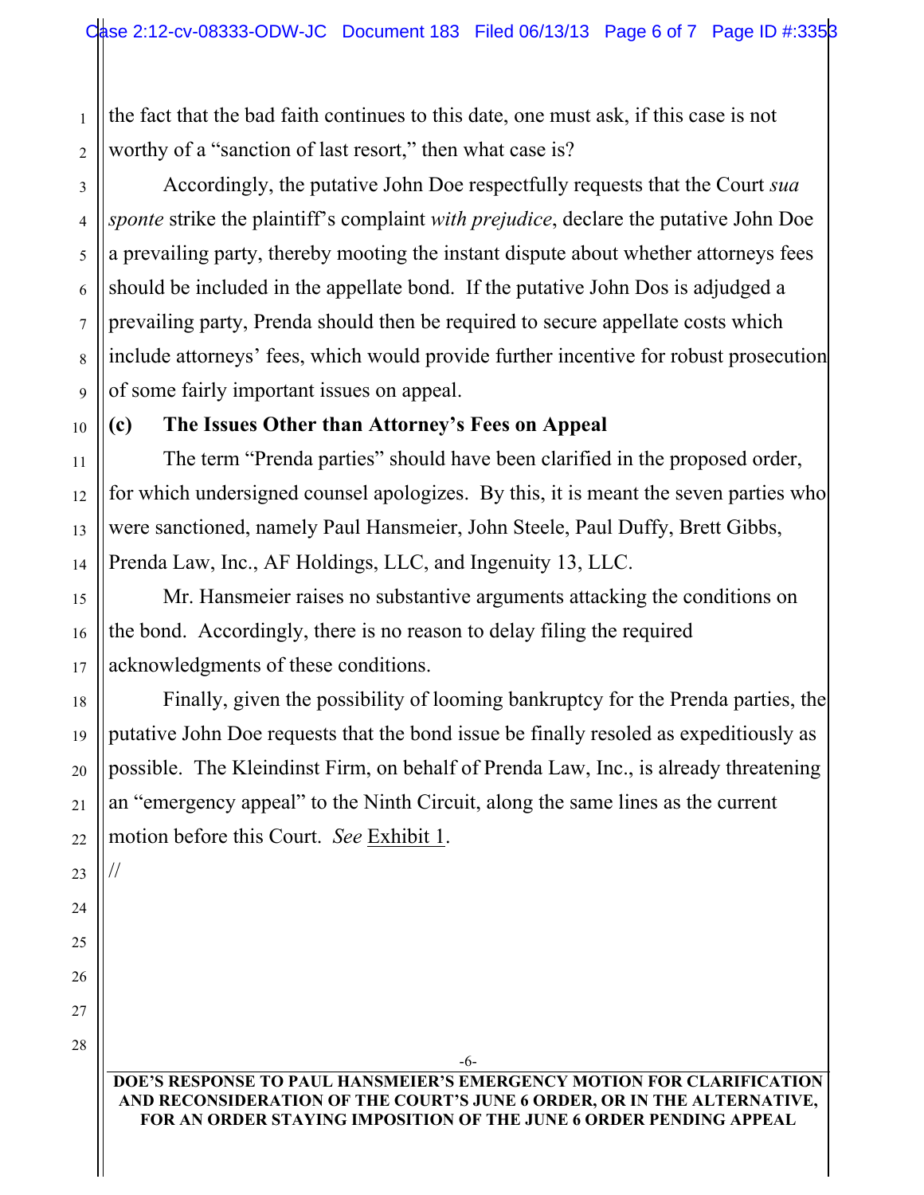the fact that the bad faith continues to this date, one must ask, if this case is not worthy of a "sanction of last resort," then what case is?

Accordingly, the putative John Doe respectfully requests that the Court *sua sponte* strike the plaintiff's complaint *with prejudice*, declare the putative John Doe a prevailing party, thereby mooting the instant dispute about whether attorneys fees should be included in the appellate bond. If the putative John Dos is adjudged a prevailing party, Prenda should then be required to secure appellate costs which include attorneys' fees, which would provide further incentive for robust prosecution of some fairly important issues on appeal.

**(c) The Issues Other than Attorney's Fees on Appeal**

The term "Prenda parties" should have been clarified in the proposed order, for which undersigned counsel apologizes. By this, it is meant the seven parties who were sanctioned, namely Paul Hansmeier, John Steele, Paul Duffy, Brett Gibbs, Prenda Law, Inc., AF Holdings, LLC, and Ingenuity 13, LLC.

Mr. Hansmeier raises no substantive arguments attacking the conditions on the bond. Accordingly, there is no reason to delay filing the required acknowledgments of these conditions.

Finally, given the possibility of looming bankruptcy for the Prenda parties, the putative John Doe requests that the bond issue be finally resoled as expeditiously as possible. The Kleindinst Firm, on behalf of Prenda Law, Inc., is already threatening an "emergency appeal" to the Ninth Circuit, along the same lines as the current motion before this Court. *See* Exhibit 1.

//

DOE'S RESPONSE TO PAUL HANSMEIER'S EMERGENCY MOTION FOR CLARIFICATION AND RECONSIDERATION OF THE COURT'S JUNE 6 ORDER, OR IN THE ALTERNATIVE, FOR AN ORDER STAYING IMPOSITION OF THE JUNE 6 ORDER PENDING APPEAL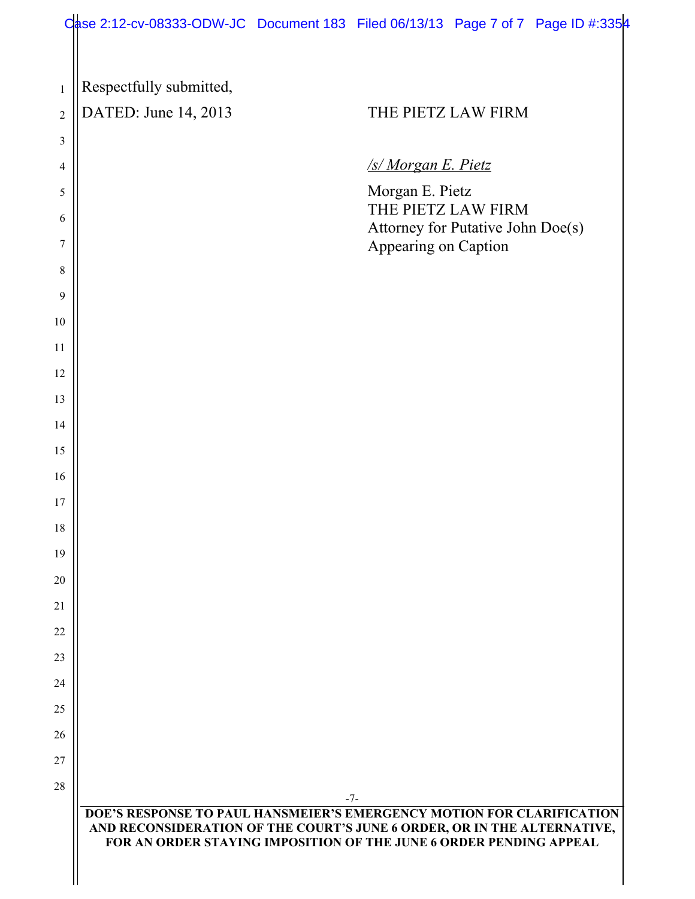Respectfully submitted,

DATED: June 14, 2013

THE PIETZ LAW FIRM

*/s/ Morgan E. Pietz*

Morgan E. Pietz
THE PIETZ LAW FIRM
Attorney for Putative John Doe(s)
Appearing on Caption